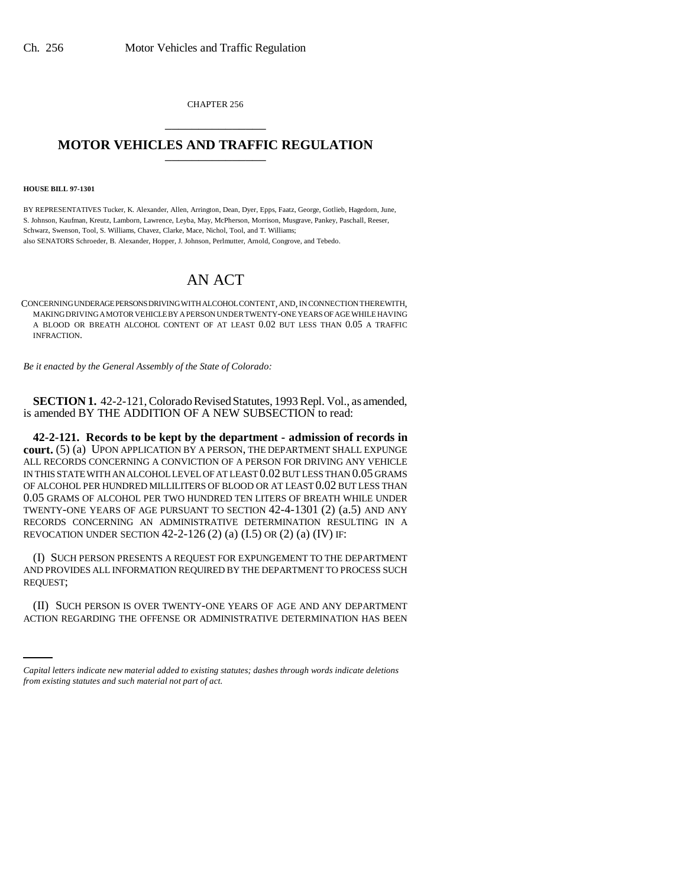CHAPTER 256

# MOTOR VEHICLES AND TRAFFIC REGULATION

**HOUSE BILL 97-1301**

BY REPRESENTATIVES Tucker, K. Alexander, Allen, Arrington, Dean, Dyer, Epps, Faatz, George, Gotlieb, Hagedorn, June, S. Johnson, Kaufman, Kreutz, Lamborn, Lawrence, Leyba, May, McPherson, Morrison, Musgrave, Pankey, Paschall, Reeser, Schwarz, Swenson, Tool, S. Williams, Chavez, Clarke, Mace, Nichol, Tool, and T. Williams;
also SENATORS Schroeder, B. Alexander, Hopper, J. Johnson, Perlmutter, Arnold, Congrove, and Tebedo.

# AN ACT

CONCERNING UNDERAGE PERSONS DRIVING WITH ALCOHOL CONTENT, AND, IN CONNECTION THEREWITH, MAKING DRIVING A MOTOR VEHICLE BY A PERSON UNDER TWENTY-ONE YEARS OF AGE WHILE HAVING A BLOOD OR BREATH ALCOHOL CONTENT OF AT LEAST 0.02 BUT LESS THAN 0.05 A TRAFFIC INFRACTION.

*Be it enacted by the General Assembly of the State of Colorado:*

**SECTION 1.** 42-2-121, Colorado Revised Statutes, 1993 Repl. Vol., as amended, is amended BY THE ADDITION OF A NEW SUBSECTION to read:

**42-2-121. Records to be kept by the department - admission of records in court.** (5) (a) UPON APPLICATION BY A PERSON, THE DEPARTMENT SHALL EXPUNGE ALL RECORDS CONCERNING A CONVICTION OF A PERSON FOR DRIVING ANY VEHICLE IN THIS STATE WITH AN ALCOHOL LEVEL OF AT LEAST 0.02 BUT LESS THAN 0.05 GRAMS OF ALCOHOL PER HUNDRED MILLILITERS OF BLOOD OR AT LEAST 0.02 BUT LESS THAN 0.05 GRAMS OF ALCOHOL PER TWO HUNDRED TEN LITERS OF BREATH WHILE UNDER TWENTY-ONE YEARS OF AGE PURSUANT TO SECTION 42-4-1301 (2) (a.5) AND ANY RECORDS CONCERNING AN ADMINISTRATIVE DETERMINATION RESULTING IN A REVOCATION UNDER SECTION 42-2-126 (2) (a) (I.5) OR (2) (a) (IV) IF:

(I) SUCH PERSON PRESENTS A REQUEST FOR EXPUNGEMENT TO THE DEPARTMENT AND PROVIDES ALL INFORMATION REQUIRED BY THE DEPARTMENT TO PROCESS SUCH REQUEST;

(II) SUCH PERSON IS OVER TWENTY-ONE YEARS OF AGE AND ANY DEPARTMENT ACTION REGARDING THE OFFENSE OR ADMINISTRATIVE DETERMINATION HAS BEEN

*Capital letters indicate new material added to existing statutes; dashes through words indicate deletions from existing statutes and such material not part of act.*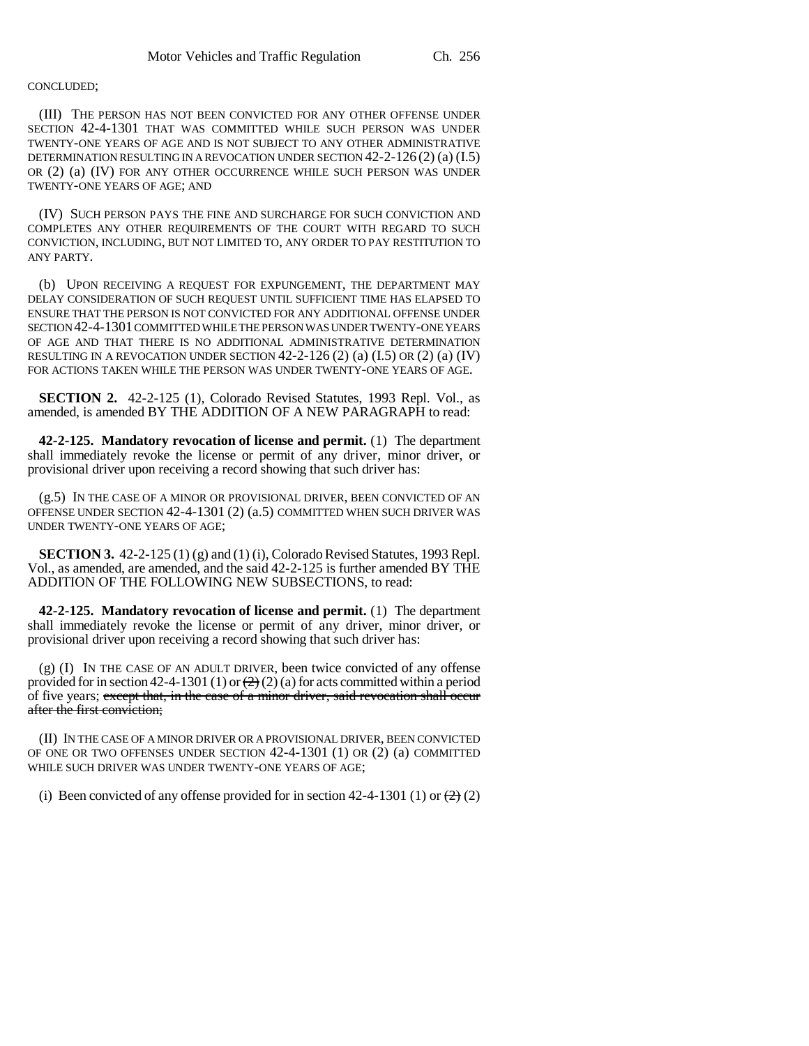CONCLUDED;

(III) THE PERSON HAS NOT BEEN CONVICTED FOR ANY OTHER OFFENSE UNDER SECTION 42-4-1301 THAT WAS COMMITTED WHILE SUCH PERSON WAS UNDER TWENTY-ONE YEARS OF AGE AND IS NOT SUBJECT TO ANY OTHER ADMINISTRATIVE DETERMINATION RESULTING IN A REVOCATION UNDER SECTION 42-2-126 (2) (a) (I.5) OR (2) (a) (IV) FOR ANY OTHER OCCURRENCE WHILE SUCH PERSON WAS UNDER TWENTY-ONE YEARS OF AGE; AND

(IV) SUCH PERSON PAYS THE FINE AND SURCHARGE FOR SUCH CONVICTION AND COMPLETES ANY OTHER REQUIREMENTS OF THE COURT WITH REGARD TO SUCH CONVICTION, INCLUDING, BUT NOT LIMITED TO, ANY ORDER TO PAY RESTITUTION TO ANY PARTY.

(b) UPON RECEIVING A REQUEST FOR EXPUNGEMENT, THE DEPARTMENT MAY DELAY CONSIDERATION OF SUCH REQUEST UNTIL SUFFICIENT TIME HAS ELAPSED TO ENSURE THAT THE PERSON IS NOT CONVICTED FOR ANY ADDITIONAL OFFENSE UNDER SECTION 42-4-1301 COMMITTED WHILE THE PERSON WAS UNDER TWENTY-ONE YEARS OF AGE AND THAT THERE IS NO ADDITIONAL ADMINISTRATIVE DETERMINATION RESULTING IN A REVOCATION UNDER SECTION 42-2-126 (2) (a) (I.5) OR (2) (a) (IV) FOR ACTIONS TAKEN WHILE THE PERSON WAS UNDER TWENTY-ONE YEARS OF AGE.

**SECTION 2.** 42-2-125 (1), Colorado Revised Statutes, 1993 Repl. Vol., as amended, is amended BY THE ADDITION OF A NEW PARAGRAPH to read:

**42-2-125. Mandatory revocation of license and permit.** (1) The department shall immediately revoke the license or permit of any driver, minor driver, or provisional driver upon receiving a record showing that such driver has:

(g.5) IN THE CASE OF A MINOR OR PROVISIONAL DRIVER, BEEN CONVICTED OF AN OFFENSE UNDER SECTION 42-4-1301 (2) (a.5) COMMITTED WHEN SUCH DRIVER WAS UNDER TWENTY-ONE YEARS OF AGE;

**SECTION 3.** 42-2-125 (1) (g) and (1) (i), Colorado Revised Statutes, 1993 Repl. Vol., as amended, are amended, and the said 42-2-125 is further amended BY THE ADDITION OF THE FOLLOWING NEW SUBSECTIONS, to read:

**42-2-125. Mandatory revocation of license and permit.** (1) The department shall immediately revoke the license or permit of any driver, minor driver, or provisional driver upon receiving a record showing that such driver has:

(g) (I) IN THE CASE OF AN ADULT DRIVER, been twice convicted of any offense provided for in section 42-4-1301 (1) or ~~(2)~~ (2) (a) for acts committed within a period of five years; ~~except that, in the case of a minor driver, said revocation shall occur after the first conviction;~~

(II) IN THE CASE OF A MINOR DRIVER OR A PROVISIONAL DRIVER, BEEN CONVICTED OF ONE OR TWO OFFENSES UNDER SECTION 42-4-1301 (1) OR (2) (a) COMMITTED WHILE SUCH DRIVER WAS UNDER TWENTY-ONE YEARS OF AGE;

(i) Been convicted of any offense provided for in section 42-4-1301 (1) or ~~(2)~~ (2)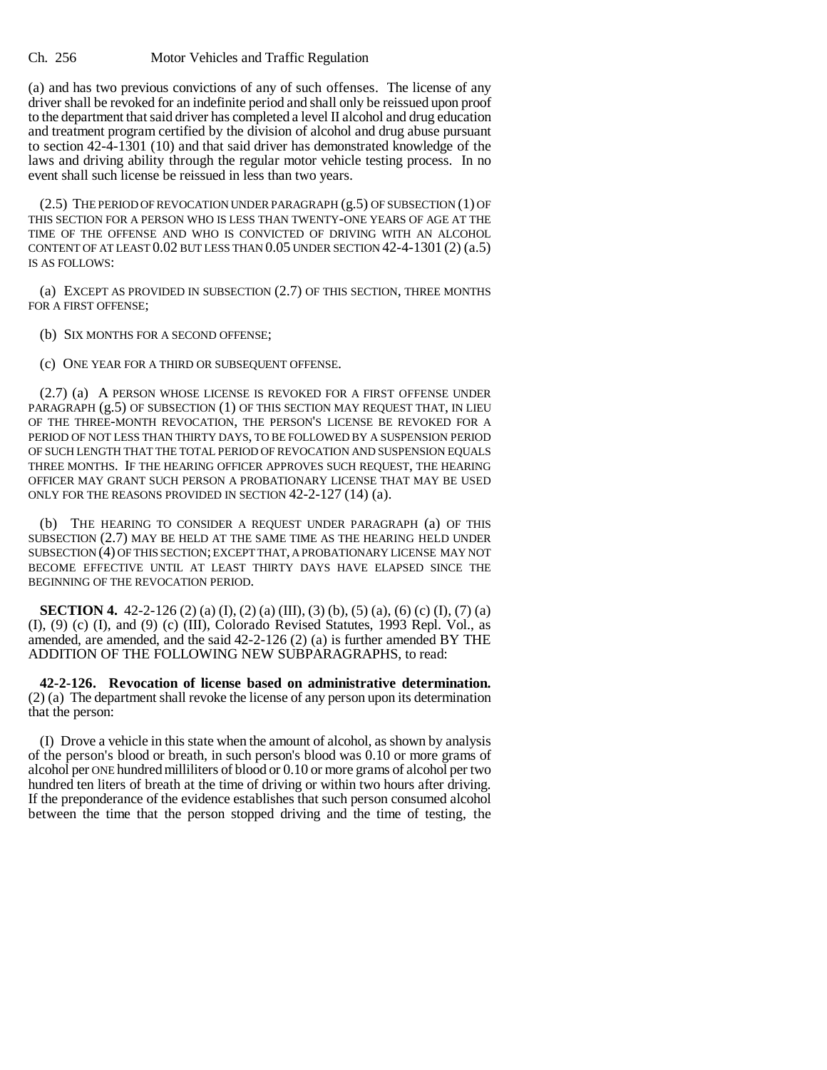(a) and has two previous convictions of any of such offenses. The license of any driver shall be revoked for an indefinite period and shall only be reissued upon proof to the department that said driver has completed a level II alcohol and drug education and treatment program certified by the division of alcohol and drug abuse pursuant to section 42-4-1301 (10) and that said driver has demonstrated knowledge of the laws and driving ability through the regular motor vehicle testing process. In no event shall such license be reissued in less than two years.

(2.5) THE PERIOD OF REVOCATION UNDER PARAGRAPH (g.5) OF SUBSECTION (1) OF THIS SECTION FOR A PERSON WHO IS LESS THAN TWENTY-ONE YEARS OF AGE AT THE TIME OF THE OFFENSE AND WHO IS CONVICTED OF DRIVING WITH AN ALCOHOL CONTENT OF AT LEAST 0.02 BUT LESS THAN 0.05 UNDER SECTION 42-4-1301 (2) (a.5) IS AS FOLLOWS:

(a) EXCEPT AS PROVIDED IN SUBSECTION (2.7) OF THIS SECTION, THREE MONTHS FOR A FIRST OFFENSE;

(b) SIX MONTHS FOR A SECOND OFFENSE;

(c) ONE YEAR FOR A THIRD OR SUBSEQUENT OFFENSE.

(2.7) (a) A PERSON WHOSE LICENSE IS REVOKED FOR A FIRST OFFENSE UNDER PARAGRAPH (g.5) OF SUBSECTION (1) OF THIS SECTION MAY REQUEST THAT, IN LIEU OF THE THREE-MONTH REVOCATION, THE PERSON'S LICENSE BE REVOKED FOR A PERIOD OF NOT LESS THAN THIRTY DAYS, TO BE FOLLOWED BY A SUSPENSION PERIOD OF SUCH LENGTH THAT THE TOTAL PERIOD OF REVOCATION AND SUSPENSION EQUALS THREE MONTHS. IF THE HEARING OFFICER APPROVES SUCH REQUEST, THE HEARING OFFICER MAY GRANT SUCH PERSON A PROBATIONARY LICENSE THAT MAY BE USED ONLY FOR THE REASONS PROVIDED IN SECTION 42-2-127 (14) (a).

(b) THE HEARING TO CONSIDER A REQUEST UNDER PARAGRAPH (a) OF THIS SUBSECTION (2.7) MAY BE HELD AT THE SAME TIME AS THE HEARING HELD UNDER SUBSECTION (4) OF THIS SECTION; EXCEPT THAT, A PROBATIONARY LICENSE MAY NOT BECOME EFFECTIVE UNTIL AT LEAST THIRTY DAYS HAVE ELAPSED SINCE THE BEGINNING OF THE REVOCATION PERIOD.

**SECTION 4.** 42-2-126 (2) (a) (I), (2) (a) (III), (3) (b), (5) (a), (6) (c) (I), (7) (a) (I), (9) (c) (I), and (9) (c) (III), Colorado Revised Statutes, 1993 Repl. Vol., as amended, are amended, and the said 42-2-126 (2) (a) is further amended BY THE ADDITION OF THE FOLLOWING NEW SUBPARAGRAPHS, to read:

**42-2-126. Revocation of license based on administrative determination.** (2) (a) The department shall revoke the license of any person upon its determination that the person:

(I) Drove a vehicle in this state when the amount of alcohol, as shown by analysis of the person's blood or breath, in such person's blood was 0.10 or more grams of alcohol per ONE hundred milliliters of blood or 0.10 or more grams of alcohol per two hundred ten liters of breath at the time of driving or within two hours after driving. If the preponderance of the evidence establishes that such person consumed alcohol between the time that the person stopped driving and the time of testing, the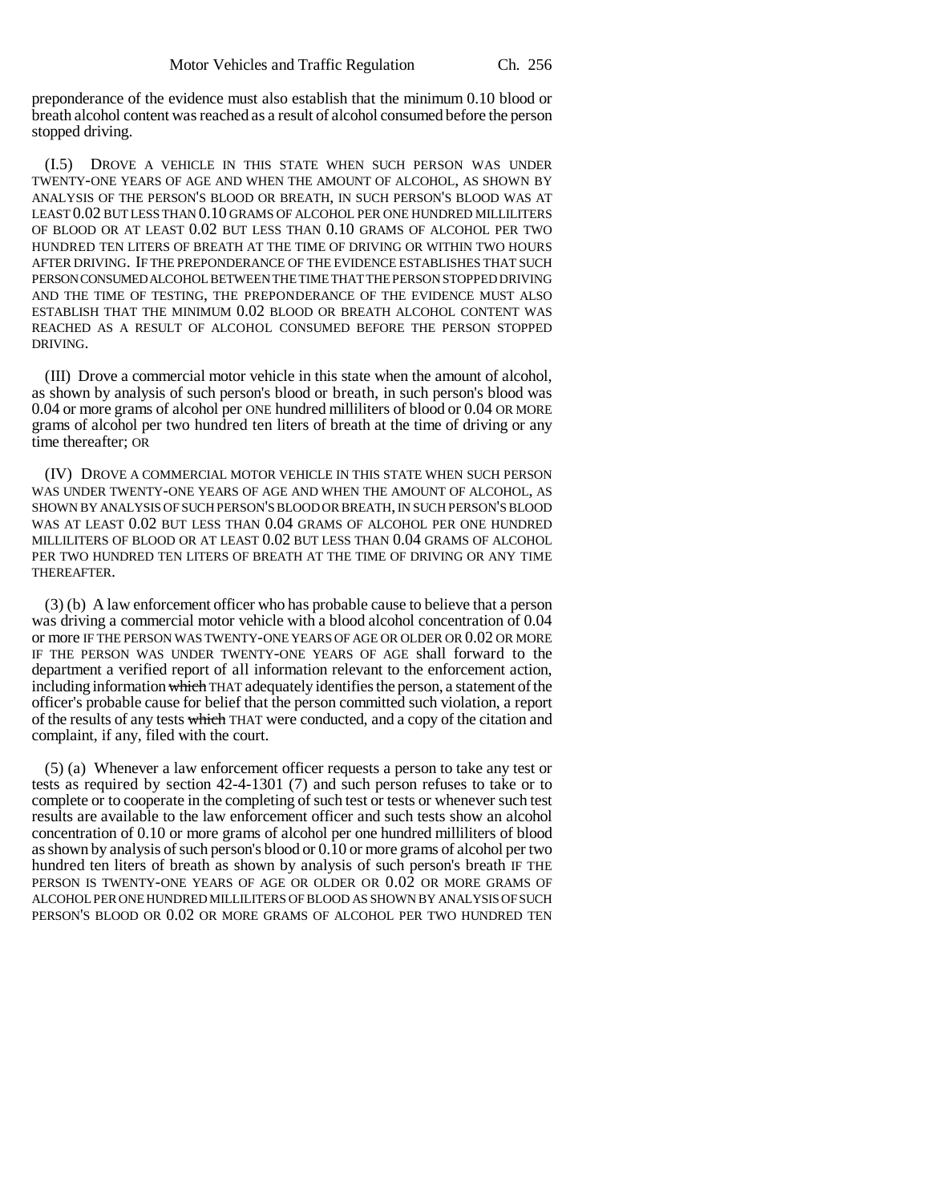preponderance of the evidence must also establish that the minimum 0.10 blood or breath alcohol content was reached as a result of alcohol consumed before the person stopped driving.

(I.5) DROVE A VEHICLE IN THIS STATE WHEN SUCH PERSON WAS UNDER TWENTY-ONE YEARS OF AGE AND WHEN THE AMOUNT OF ALCOHOL, AS SHOWN BY ANALYSIS OF THE PERSON'S BLOOD OR BREATH, IN SUCH PERSON'S BLOOD WAS AT LEAST 0.02 BUT LESS THAN 0.10 GRAMS OF ALCOHOL PER ONE HUNDRED MILLILITERS OF BLOOD OR AT LEAST 0.02 BUT LESS THAN 0.10 GRAMS OF ALCOHOL PER TWO HUNDRED TEN LITERS OF BREATH AT THE TIME OF DRIVING OR WITHIN TWO HOURS AFTER DRIVING. IF THE PREPONDERANCE OF THE EVIDENCE ESTABLISHES THAT SUCH PERSON CONSUMED ALCOHOL BETWEEN THE TIME THAT THE PERSON STOPPED DRIVING AND THE TIME OF TESTING, THE PREPONDERANCE OF THE EVIDENCE MUST ALSO ESTABLISH THAT THE MINIMUM 0.02 BLOOD OR BREATH ALCOHOL CONTENT WAS REACHED AS A RESULT OF ALCOHOL CONSUMED BEFORE THE PERSON STOPPED DRIVING.

(III) Drove a commercial motor vehicle in this state when the amount of alcohol, as shown by analysis of such person's blood or breath, in such person's blood was 0.04 or more grams of alcohol per ONE hundred milliliters of blood or 0.04 OR MORE grams of alcohol per two hundred ten liters of breath at the time of driving or any time thereafter; OR

(IV) DROVE A COMMERCIAL MOTOR VEHICLE IN THIS STATE WHEN SUCH PERSON WAS UNDER TWENTY-ONE YEARS OF AGE AND WHEN THE AMOUNT OF ALCOHOL, AS SHOWN BY ANALYSIS OF SUCH PERSON'S BLOOD OR BREATH, IN SUCH PERSON'S BLOOD WAS AT LEAST 0.02 BUT LESS THAN 0.04 GRAMS OF ALCOHOL PER ONE HUNDRED MILLILITERS OF BLOOD OR AT LEAST 0.02 BUT LESS THAN 0.04 GRAMS OF ALCOHOL PER TWO HUNDRED TEN LITERS OF BREATH AT THE TIME OF DRIVING OR ANY TIME THEREAFTER.

(3) (b) A law enforcement officer who has probable cause to believe that a person was driving a commercial motor vehicle with a blood alcohol concentration of 0.04 or more IF THE PERSON WAS TWENTY-ONE YEARS OF AGE OR OLDER OR 0.02 OR MORE IF THE PERSON WAS UNDER TWENTY-ONE YEARS OF AGE shall forward to the department a verified report of all information relevant to the enforcement action, including information ~~which~~ THAT adequately identifies the person, a statement of the officer's probable cause for belief that the person committed such violation, a report of the results of any tests ~~which~~ THAT were conducted, and a copy of the citation and complaint, if any, filed with the court.

(5) (a) Whenever a law enforcement officer requests a person to take any test or tests as required by section 42-4-1301 (7) and such person refuses to take or to complete or to cooperate in the completing of such test or tests or whenever such test results are available to the law enforcement officer and such tests show an alcohol concentration of 0.10 or more grams of alcohol per one hundred milliliters of blood as shown by analysis of such person's blood or 0.10 or more grams of alcohol per two hundred ten liters of breath as shown by analysis of such person's breath IF THE PERSON IS TWENTY-ONE YEARS OF AGE OR OLDER OR 0.02 OR MORE GRAMS OF ALCOHOL PER ONE HUNDRED MILLILITERS OF BLOOD AS SHOWN BY ANALYSIS OF SUCH PERSON'S BLOOD OR 0.02 OR MORE GRAMS OF ALCOHOL PER TWO HUNDRED TEN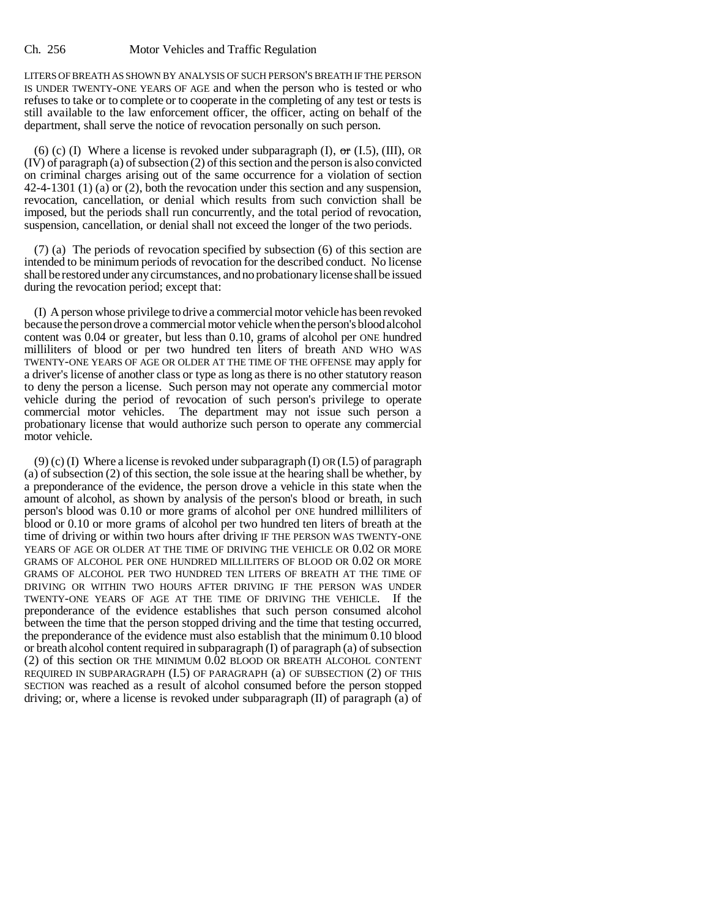LITERS OF BREATH AS SHOWN BY ANALYSIS OF SUCH PERSON'S BREATH IF THE PERSON IS UNDER TWENTY-ONE YEARS OF AGE and when the person who is tested or who refuses to take or to complete or to cooperate in the completing of any test or tests is still available to the law enforcement officer, the officer, acting on behalf of the department, shall serve the notice of revocation personally on such person.

(6) (c) (I) Where a license is revoked under subparagraph (I), ~~or~~ (I.5), (III), OR (IV) of paragraph (a) of subsection (2) of this section and the person is also convicted on criminal charges arising out of the same occurrence for a violation of section 42-4-1301 (1) (a) or (2), both the revocation under this section and any suspension, revocation, cancellation, or denial which results from such conviction shall be imposed, but the periods shall run concurrently, and the total period of revocation, suspension, cancellation, or denial shall not exceed the longer of the two periods.

(7) (a) The periods of revocation specified by subsection (6) of this section are intended to be minimum periods of revocation for the described conduct. No license shall be restored under any circumstances, and no probationary license shall be issued during the revocation period; except that:

(I) A person whose privilege to drive a commercial motor vehicle has been revoked because the person drove a commercial motor vehicle when the person's blood alcohol content was 0.04 or greater, but less than 0.10, grams of alcohol per ONE hundred milliliters of blood or per two hundred ten liters of breath AND WHO WAS TWENTY-ONE YEARS OF AGE OR OLDER AT THE TIME OF THE OFFENSE may apply for a driver's license of another class or type as long as there is no other statutory reason to deny the person a license. Such person may not operate any commercial motor vehicle during the period of revocation of such person's privilege to operate commercial motor vehicles. The department may not issue such person a probationary license that would authorize such person to operate any commercial motor vehicle.

(9) (c) (I) Where a license is revoked under subparagraph (I) OR (I.5) of paragraph (a) of subsection (2) of this section, the sole issue at the hearing shall be whether, by a preponderance of the evidence, the person drove a vehicle in this state when the amount of alcohol, as shown by analysis of the person's blood or breath, in such person's blood was 0.10 or more grams of alcohol per ONE hundred milliliters of blood or 0.10 or more grams of alcohol per two hundred ten liters of breath at the time of driving or within two hours after driving IF THE PERSON WAS TWENTY-ONE YEARS OF AGE OR OLDER AT THE TIME OF DRIVING THE VEHICLE OR 0.02 OR MORE GRAMS OF ALCOHOL PER ONE HUNDRED MILLILITERS OF BLOOD OR 0.02 OR MORE GRAMS OF ALCOHOL PER TWO HUNDRED TEN LITERS OF BREATH AT THE TIME OF DRIVING OR WITHIN TWO HOURS AFTER DRIVING IF THE PERSON WAS UNDER TWENTY-ONE YEARS OF AGE AT THE TIME OF DRIVING THE VEHICLE. If the preponderance of the evidence establishes that such person consumed alcohol between the time that the person stopped driving and the time that testing occurred, the preponderance of the evidence must also establish that the minimum 0.10 blood or breath alcohol content required in subparagraph (I) of paragraph (a) of subsection (2) of this section OR THE MINIMUM 0.02 BLOOD OR BREATH ALCOHOL CONTENT REQUIRED IN SUBPARAGRAPH (I.5) OF PARAGRAPH (a) OF SUBSECTION (2) OF THIS SECTION was reached as a result of alcohol consumed before the person stopped driving; or, where a license is revoked under subparagraph (II) of paragraph (a) of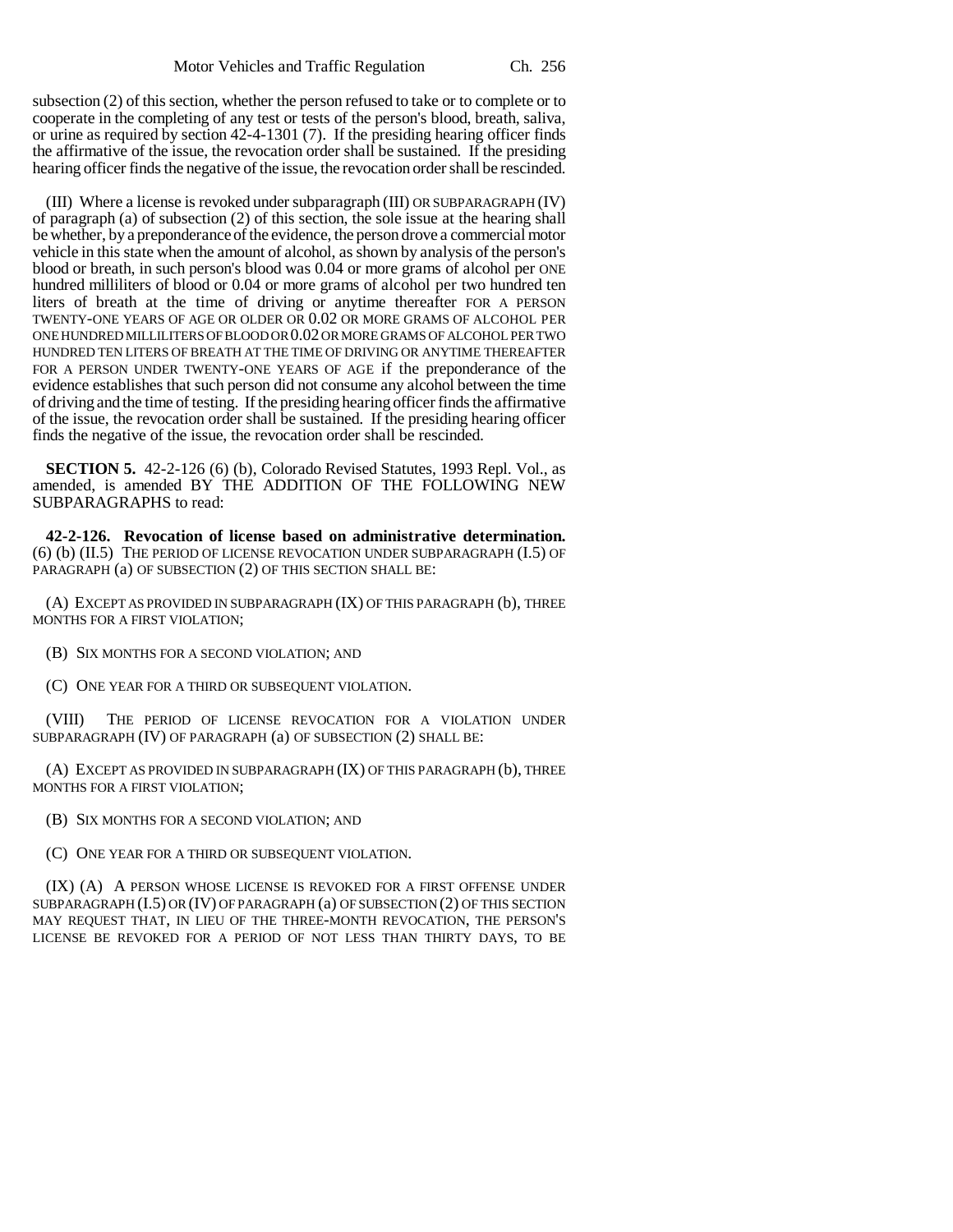subsection (2) of this section, whether the person refused to take or to complete or to cooperate in the completing of any test or tests of the person's blood, breath, saliva, or urine as required by section 42-4-1301 (7). If the presiding hearing officer finds the affirmative of the issue, the revocation order shall be sustained. If the presiding hearing officer finds the negative of the issue, the revocation order shall be rescinded.

(III) Where a license is revoked under subparagraph (III) OR SUBPARAGRAPH (IV) of paragraph (a) of subsection (2) of this section, the sole issue at the hearing shall be whether, by a preponderance of the evidence, the person drove a commercial motor vehicle in this state when the amount of alcohol, as shown by analysis of the person's blood or breath, in such person's blood was 0.04 or more grams of alcohol per ONE hundred milliliters of blood or 0.04 or more grams of alcohol per two hundred ten liters of breath at the time of driving or anytime thereafter FOR A PERSON TWENTY-ONE YEARS OF AGE OR OLDER OR 0.02 OR MORE GRAMS OF ALCOHOL PER ONE HUNDRED MILLILITERS OF BLOOD OR 0.02 OR MORE GRAMS OF ALCOHOL PER TWO HUNDRED TEN LITERS OF BREATH AT THE TIME OF DRIVING OR ANYTIME THEREAFTER FOR A PERSON UNDER TWENTY-ONE YEARS OF AGE if the preponderance of the evidence establishes that such person did not consume any alcohol between the time of driving and the time of testing. If the presiding hearing officer finds the affirmative of the issue, the revocation order shall be sustained. If the presiding hearing officer finds the negative of the issue, the revocation order shall be rescinded.

**SECTION 5.** 42-2-126 (6) (b), Colorado Revised Statutes, 1993 Repl. Vol., as amended, is amended BY THE ADDITION OF THE FOLLOWING NEW SUBPARAGRAPHS to read:

**42-2-126. Revocation of license based on administrative determination.** (6) (b) (II.5) THE PERIOD OF LICENSE REVOCATION UNDER SUBPARAGRAPH (I.5) OF PARAGRAPH (a) OF SUBSECTION (2) OF THIS SECTION SHALL BE:

(A) EXCEPT AS PROVIDED IN SUBPARAGRAPH (IX) OF THIS PARAGRAPH (b), THREE MONTHS FOR A FIRST VIOLATION;

(B) SIX MONTHS FOR A SECOND VIOLATION; AND

(C) ONE YEAR FOR A THIRD OR SUBSEQUENT VIOLATION.

(VIII) THE PERIOD OF LICENSE REVOCATION FOR A VIOLATION UNDER SUBPARAGRAPH (IV) OF PARAGRAPH (a) OF SUBSECTION (2) SHALL BE:

(A) EXCEPT AS PROVIDED IN SUBPARAGRAPH (IX) OF THIS PARAGRAPH (b), THREE MONTHS FOR A FIRST VIOLATION;

(B) SIX MONTHS FOR A SECOND VIOLATION; AND

(C) ONE YEAR FOR A THIRD OR SUBSEQUENT VIOLATION.

(IX) (A) A PERSON WHOSE LICENSE IS REVOKED FOR A FIRST OFFENSE UNDER SUBPARAGRAPH (I.5) OR (IV) OF PARAGRAPH (a) OF SUBSECTION (2) OF THIS SECTION MAY REQUEST THAT, IN LIEU OF THE THREE-MONTH REVOCATION, THE PERSON'S LICENSE BE REVOKED FOR A PERIOD OF NOT LESS THAN THIRTY DAYS, TO BE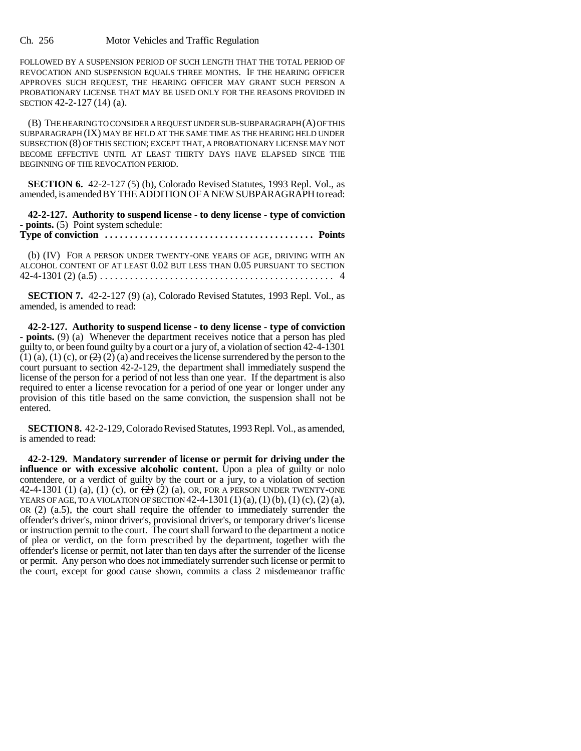FOLLOWED BY A SUSPENSION PERIOD OF SUCH LENGTH THAT THE TOTAL PERIOD OF REVOCATION AND SUSPENSION EQUALS THREE MONTHS. IF THE HEARING OFFICER APPROVES SUCH REQUEST, THE HEARING OFFICER MAY GRANT SUCH PERSON A PROBATIONARY LICENSE THAT MAY BE USED ONLY FOR THE REASONS PROVIDED IN SECTION 42-2-127 (14) (a).

(B) THE HEARING TO CONSIDER A REQUEST UNDER SUB-SUBPARAGRAPH (A) OF THIS SUBPARAGRAPH (IX) MAY BE HELD AT THE SAME TIME AS THE HEARING HELD UNDER SUBSECTION (8) OF THIS SECTION; EXCEPT THAT, A PROBATIONARY LICENSE MAY NOT BECOME EFFECTIVE UNTIL AT LEAST THIRTY DAYS HAVE ELAPSED SINCE THE BEGINNING OF THE REVOCATION PERIOD.

**SECTION 6.** 42-2-127 (5) (b), Colorado Revised Statutes, 1993 Repl. Vol., as amended, is amended BY THE ADDITION OF A NEW SUBPARAGRAPH to read:

**42-2-127. Authority to suspend license - to deny license - type of conviction - points.** (5) Point system schedule:
**Type of conviction . . . . . . . . . . . . . . . . . . . . . . . . . . . . . . . . . . . . . . . . . Points**

(b) (IV) FOR A PERSON UNDER TWENTY-ONE YEARS OF AGE, DRIVING WITH AN ALCOHOL CONTENT OF AT LEAST 0.02 BUT LESS THAN 0.05 PURSUANT TO SECTION 42-4-1301 (2) (a.5) . . . . . . . . . . . . . . . . . . . . . . . . . . . . . . . . . . . . . . . . . . . . . . 4

**SECTION 7.** 42-2-127 (9) (a), Colorado Revised Statutes, 1993 Repl. Vol., as amended, is amended to read:

**42-2-127. Authority to suspend license - to deny license - type of conviction - points.** (9) (a) Whenever the department receives notice that a person has pled guilty to, or been found guilty by a court or a jury of, a violation of section 42-4-1301 (1) (a), (1) (c), or ~~(2)~~ (2) (a) and receives the license surrendered by the person to the court pursuant to section 42-2-129, the department shall immediately suspend the license of the person for a period of not less than one year. If the department is also required to enter a license revocation for a period of one year or longer under any provision of this title based on the same conviction, the suspension shall not be entered.

**SECTION 8.** 42-2-129, Colorado Revised Statutes, 1993 Repl. Vol., as amended, is amended to read:

**42-2-129. Mandatory surrender of license or permit for driving under the influence or with excessive alcoholic content.** Upon a plea of guilty or nolo contendere, or a verdict of guilty by the court or a jury, to a violation of section 42-4-1301 (1) (a), (1) (c), or ~~(2)~~ (2) (a), OR, FOR A PERSON UNDER TWENTY-ONE YEARS OF AGE, TO A VIOLATION OF SECTION 42-4-1301 (1) (a), (1) (b), (1) (c), (2) (a), OR (2) (a.5), the court shall require the offender to immediately surrender the offender's driver's, minor driver's, provisional driver's, or temporary driver's license or instruction permit to the court. The court shall forward to the department a notice of plea or verdict, on the form prescribed by the department, together with the offender's license or permit, not later than ten days after the surrender of the license or permit. Any person who does not immediately surrender such license or permit to the court, except for good cause shown, commits a class 2 misdemeanor traffic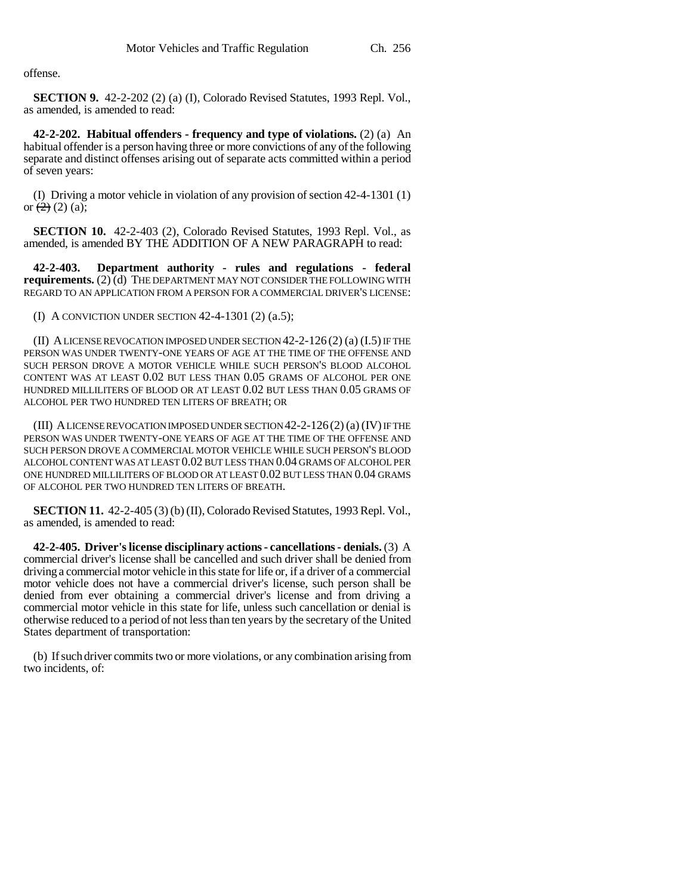offense.

**SECTION 9.** 42-2-202 (2) (a) (I), Colorado Revised Statutes, 1993 Repl. Vol., as amended, is amended to read:

**42-2-202. Habitual offenders - frequency and type of violations.** (2) (a) An habitual offender is a person having three or more convictions of any of the following separate and distinct offenses arising out of separate acts committed within a period of seven years:

(I) Driving a motor vehicle in violation of any provision of section 42-4-1301 (1) or ~~(2)~~ (2) (a);

**SECTION 10.** 42-2-403 (2), Colorado Revised Statutes, 1993 Repl. Vol., as amended, is amended BY THE ADDITION OF A NEW PARAGRAPH to read:

**42-2-403. Department authority - rules and regulations - federal requirements.** (2) (d) THE DEPARTMENT MAY NOT CONSIDER THE FOLLOWING WITH REGARD TO AN APPLICATION FROM A PERSON FOR A COMMERCIAL DRIVER'S LICENSE:

(I) A CONVICTION UNDER SECTION 42-4-1301 (2) (a.5);

(II) A LICENSE REVOCATION IMPOSED UNDER SECTION 42-2-126 (2) (a) (I.5) IF THE PERSON WAS UNDER TWENTY-ONE YEARS OF AGE AT THE TIME OF THE OFFENSE AND SUCH PERSON DROVE A MOTOR VEHICLE WHILE SUCH PERSON'S BLOOD ALCOHOL CONTENT WAS AT LEAST 0.02 BUT LESS THAN 0.05 GRAMS OF ALCOHOL PER ONE HUNDRED MILLILITERS OF BLOOD OR AT LEAST 0.02 BUT LESS THAN 0.05 GRAMS OF ALCOHOL PER TWO HUNDRED TEN LITERS OF BREATH; OR

(III) A LICENSE REVOCATION IMPOSED UNDER SECTION 42-2-126 (2) (a) (IV) IF THE PERSON WAS UNDER TWENTY-ONE YEARS OF AGE AT THE TIME OF THE OFFENSE AND SUCH PERSON DROVE A COMMERCIAL MOTOR VEHICLE WHILE SUCH PERSON'S BLOOD ALCOHOL CONTENT WAS AT LEAST 0.02 BUT LESS THAN 0.04 GRAMS OF ALCOHOL PER ONE HUNDRED MILLILITERS OF BLOOD OR AT LEAST 0.02 BUT LESS THAN 0.04 GRAMS OF ALCOHOL PER TWO HUNDRED TEN LITERS OF BREATH.

**SECTION 11.** 42-2-405 (3) (b) (II), Colorado Revised Statutes, 1993 Repl. Vol., as amended, is amended to read:

**42-2-405. Driver's license disciplinary actions - cancellations - denials.** (3) A commercial driver's license shall be cancelled and such driver shall be denied from driving a commercial motor vehicle in this state for life or, if a driver of a commercial motor vehicle does not have a commercial driver's license, such person shall be denied from ever obtaining a commercial driver's license and from driving a commercial motor vehicle in this state for life, unless such cancellation or denial is otherwise reduced to a period of not less than ten years by the secretary of the United States department of transportation:

(b) If such driver commits two or more violations, or any combination arising from two incidents, of: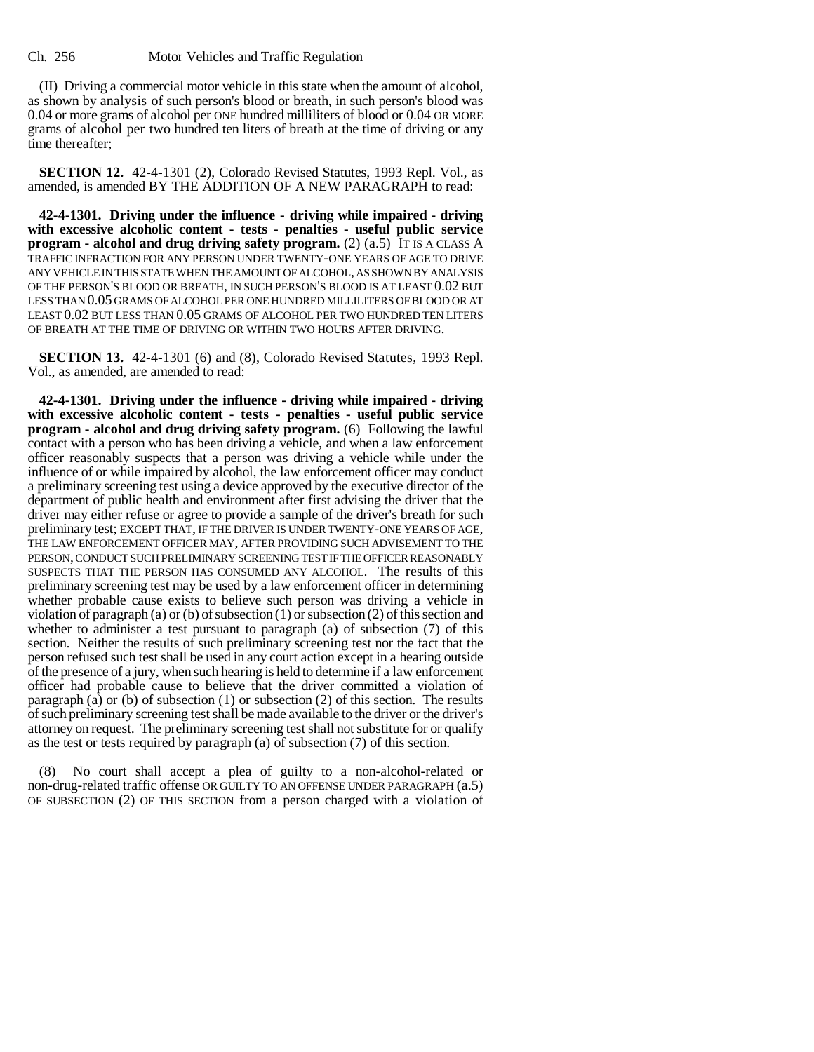(II) Driving a commercial motor vehicle in this state when the amount of alcohol, as shown by analysis of such person's blood or breath, in such person's blood was 0.04 or more grams of alcohol per ONE hundred milliliters of blood or 0.04 OR MORE grams of alcohol per two hundred ten liters of breath at the time of driving or any time thereafter;

**SECTION 12.** 42-4-1301 (2), Colorado Revised Statutes, 1993 Repl. Vol., as amended, is amended BY THE ADDITION OF A NEW PARAGRAPH to read:

**42-4-1301. Driving under the influence - driving while impaired - driving with excessive alcoholic content - tests - penalties - useful public service program - alcohol and drug driving safety program.** (2) (a.5) IT IS A CLASS A TRAFFIC INFRACTION FOR ANY PERSON UNDER TWENTY-ONE YEARS OF AGE TO DRIVE ANY VEHICLE IN THIS STATE WHEN THE AMOUNT OF ALCOHOL, AS SHOWN BY ANALYSIS OF THE PERSON'S BLOOD OR BREATH, IN SUCH PERSON'S BLOOD IS AT LEAST 0.02 BUT LESS THAN 0.05 GRAMS OF ALCOHOL PER ONE HUNDRED MILLILITERS OF BLOOD OR AT LEAST 0.02 BUT LESS THAN 0.05 GRAMS OF ALCOHOL PER TWO HUNDRED TEN LITERS OF BREATH AT THE TIME OF DRIVING OR WITHIN TWO HOURS AFTER DRIVING.

**SECTION 13.** 42-4-1301 (6) and (8), Colorado Revised Statutes, 1993 Repl. Vol., as amended, are amended to read:

**42-4-1301. Driving under the influence - driving while impaired - driving with excessive alcoholic content - tests - penalties - useful public service program - alcohol and drug driving safety program.** (6) Following the lawful contact with a person who has been driving a vehicle, and when a law enforcement officer reasonably suspects that a person was driving a vehicle while under the influence of or while impaired by alcohol, the law enforcement officer may conduct a preliminary screening test using a device approved by the executive director of the department of public health and environment after first advising the driver that the driver may either refuse or agree to provide a sample of the driver's breath for such preliminary test; EXCEPT THAT, IF THE DRIVER IS UNDER TWENTY-ONE YEARS OF AGE, THE LAW ENFORCEMENT OFFICER MAY, AFTER PROVIDING SUCH ADVISEMENT TO THE PERSON, CONDUCT SUCH PRELIMINARY SCREENING TEST IF THE OFFICER REASONABLY SUSPECTS THAT THE PERSON HAS CONSUMED ANY ALCOHOL. The results of this preliminary screening test may be used by a law enforcement officer in determining whether probable cause exists to believe such person was driving a vehicle in violation of paragraph (a) or (b) of subsection (1) or subsection (2) of this section and whether to administer a test pursuant to paragraph (a) of subsection (7) of this section. Neither the results of such preliminary screening test nor the fact that the person refused such test shall be used in any court action except in a hearing outside of the presence of a jury, when such hearing is held to determine if a law enforcement officer had probable cause to believe that the driver committed a violation of paragraph (a) or (b) of subsection (1) or subsection (2) of this section. The results of such preliminary screening test shall be made available to the driver or the driver's attorney on request. The preliminary screening test shall not substitute for or qualify as the test or tests required by paragraph (a) of subsection (7) of this section.

(8) No court shall accept a plea of guilty to a non-alcohol-related or non-drug-related traffic offense OR GUILTY TO AN OFFENSE UNDER PARAGRAPH (a.5) OF SUBSECTION (2) OF THIS SECTION from a person charged with a violation of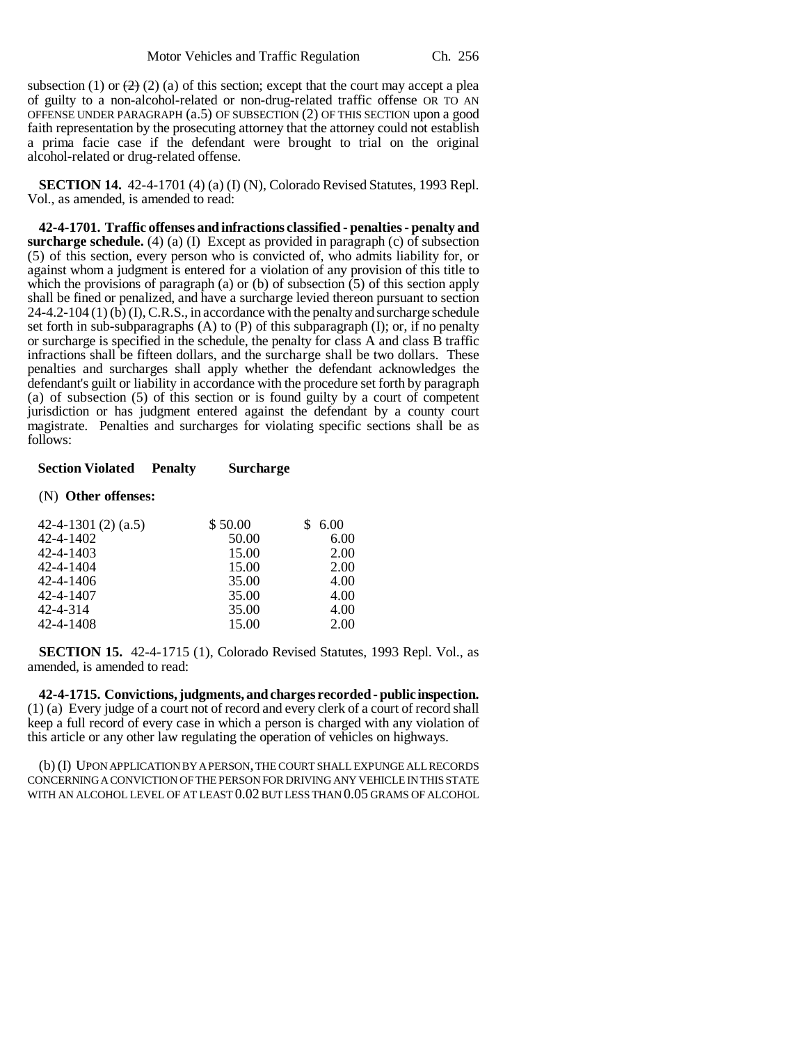subsection (1) or ~~(2)~~ (2) (a) of this section; except that the court may accept a plea of guilty to a non-alcohol-related or non-drug-related traffic offense OR TO AN OFFENSE UNDER PARAGRAPH (a.5) OF SUBSECTION (2) OF THIS SECTION upon a good faith representation by the prosecuting attorney that the attorney could not establish a prima facie case if the defendant were brought to trial on the original alcohol-related or drug-related offense.

**SECTION 14.** 42-4-1701 (4) (a) (I) (N), Colorado Revised Statutes, 1993 Repl. Vol., as amended, is amended to read:

**42-4-1701. Traffic offenses and infractions classified - penalties - penalty and surcharge schedule.** (4) (a) (I) Except as provided in paragraph (c) of subsection (5) of this section, every person who is convicted of, who admits liability for, or against whom a judgment is entered for a violation of any provision of this title to which the provisions of paragraph (a) or (b) of subsection (5) of this section apply shall be fined or penalized, and have a surcharge levied thereon pursuant to section 24-4.2-104 (1) (b) (I), C.R.S., in accordance with the penalty and surcharge schedule set forth in sub-subparagraphs (A) to (P) of this subparagraph (I); or, if no penalty or surcharge is specified in the schedule, the penalty for class A and class B traffic infractions shall be fifteen dollars, and the surcharge shall be two dollars. These penalties and surcharges shall apply whether the defendant acknowledges the defendant's guilt or liability in accordance with the procedure set forth by paragraph (a) of subsection (5) of this section or is found guilty by a court of competent jurisdiction or has judgment entered against the defendant by a county court magistrate. Penalties and surcharges for violating specific sections shall be as follows:

| **Section Violated** | **Penalty** | **Surcharge** |
|---|---|---|
| (N) **Other offenses:** | | |
| 42-4-1301 (2) (a.5) | $ 50.00 | $ 6.00 |
| 42-4-1402 | 50.00 | 6.00 |
| 42-4-1403 | 15.00 | 2.00 |
| 42-4-1404 | 15.00 | 2.00 |
| 42-4-1406 | 35.00 | 4.00 |
| 42-4-1407 | 35.00 | 4.00 |
| 42-4-314 | 35.00 | 4.00 |
| 42-4-1408 | 15.00 | 2.00 |

**SECTION 15.** 42-4-1715 (1), Colorado Revised Statutes, 1993 Repl. Vol., as amended, is amended to read:

**42-4-1715. Convictions, judgments, and charges recorded - public inspection.** (1) (a) Every judge of a court not of record and every clerk of a court of record shall keep a full record of every case in which a person is charged with any violation of this article or any other law regulating the operation of vehicles on highways.

(b) (I) UPON APPLICATION BY A PERSON, THE COURT SHALL EXPUNGE ALL RECORDS CONCERNING A CONVICTION OF THE PERSON FOR DRIVING ANY VEHICLE IN THIS STATE WITH AN ALCOHOL LEVEL OF AT LEAST 0.02 BUT LESS THAN 0.05 GRAMS OF ALCOHOL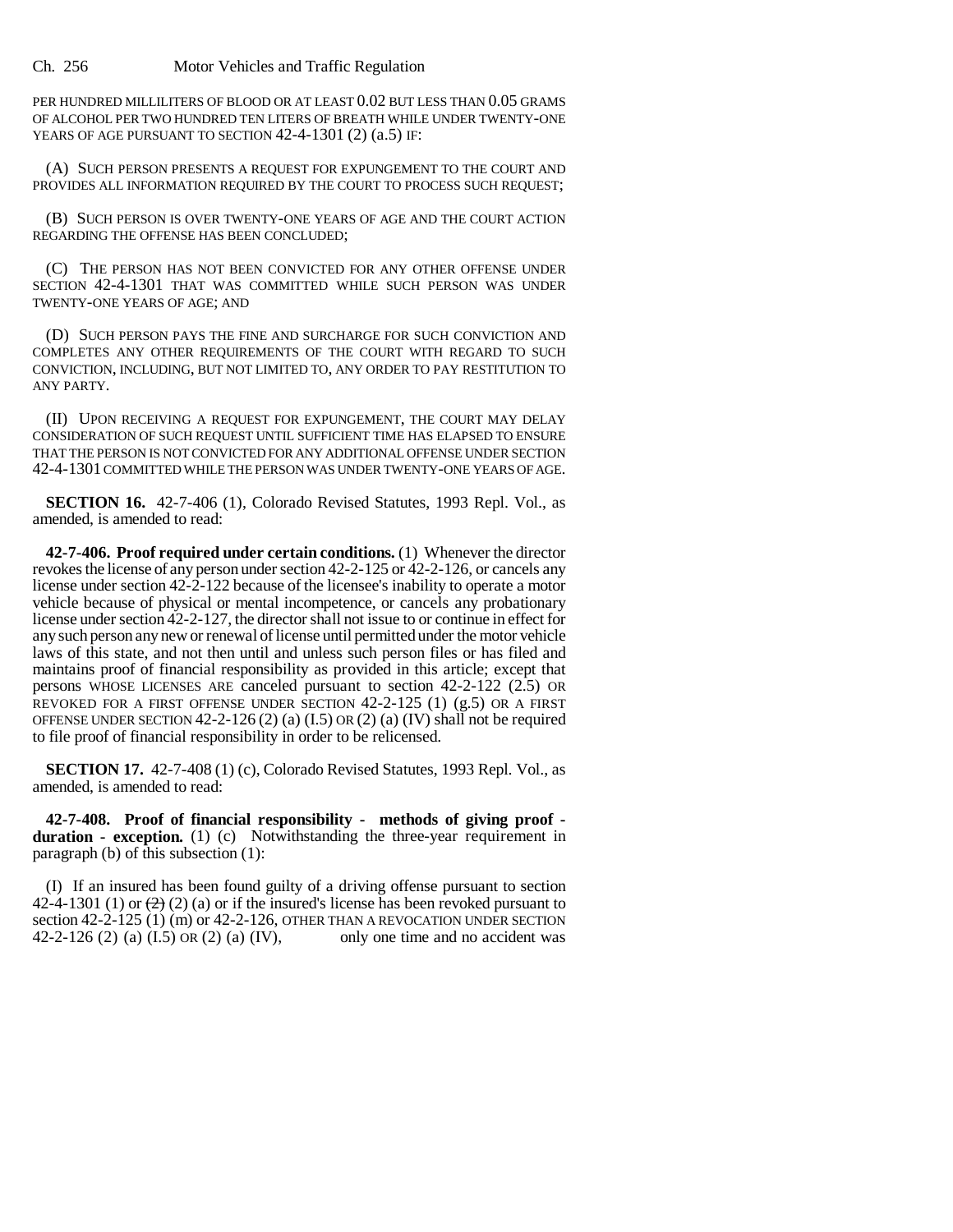PER HUNDRED MILLILITERS OF BLOOD OR AT LEAST 0.02 BUT LESS THAN 0.05 GRAMS OF ALCOHOL PER TWO HUNDRED TEN LITERS OF BREATH WHILE UNDER TWENTY-ONE YEARS OF AGE PURSUANT TO SECTION 42-4-1301 (2) (a.5) IF:

(A) SUCH PERSON PRESENTS A REQUEST FOR EXPUNGEMENT TO THE COURT AND PROVIDES ALL INFORMATION REQUIRED BY THE COURT TO PROCESS SUCH REQUEST;

(B) SUCH PERSON IS OVER TWENTY-ONE YEARS OF AGE AND THE COURT ACTION REGARDING THE OFFENSE HAS BEEN CONCLUDED;

(C) THE PERSON HAS NOT BEEN CONVICTED FOR ANY OTHER OFFENSE UNDER SECTION 42-4-1301 THAT WAS COMMITTED WHILE SUCH PERSON WAS UNDER TWENTY-ONE YEARS OF AGE; AND

(D) SUCH PERSON PAYS THE FINE AND SURCHARGE FOR SUCH CONVICTION AND COMPLETES ANY OTHER REQUIREMENTS OF THE COURT WITH REGARD TO SUCH CONVICTION, INCLUDING, BUT NOT LIMITED TO, ANY ORDER TO PAY RESTITUTION TO ANY PARTY.

(II) UPON RECEIVING A REQUEST FOR EXPUNGEMENT, THE COURT MAY DELAY CONSIDERATION OF SUCH REQUEST UNTIL SUFFICIENT TIME HAS ELAPSED TO ENSURE THAT THE PERSON IS NOT CONVICTED FOR ANY ADDITIONAL OFFENSE UNDER SECTION 42-4-1301 COMMITTED WHILE THE PERSON WAS UNDER TWENTY-ONE YEARS OF AGE.

**SECTION 16.** 42-7-406 (1), Colorado Revised Statutes, 1993 Repl. Vol., as amended, is amended to read:

**42-7-406. Proof required under certain conditions.** (1) Whenever the director revokes the license of any person under section 42-2-125 or 42-2-126, or cancels any license under section 42-2-122 because of the licensee's inability to operate a motor vehicle because of physical or mental incompetence, or cancels any probationary license under section 42-2-127, the director shall not issue to or continue in effect for any such person any new or renewal of license until permitted under the motor vehicle laws of this state, and not then until and unless such person files or has filed and maintains proof of financial responsibility as provided in this article; except that persons WHOSE LICENSES ARE canceled pursuant to section 42-2-122 (2.5) OR REVOKED FOR A FIRST OFFENSE UNDER SECTION 42-2-125 (1) (g.5) OR A FIRST OFFENSE UNDER SECTION 42-2-126 (2) (a) (I.5) OR (2) (a) (IV) shall not be required to file proof of financial responsibility in order to be relicensed.

**SECTION 17.** 42-7-408 (1) (c), Colorado Revised Statutes, 1993 Repl. Vol., as amended, is amended to read:

**42-7-408. Proof of financial responsibility - methods of giving proof - duration - exception.** (1) (c) Notwithstanding the three-year requirement in paragraph (b) of this subsection (1):

(I) If an insured has been found guilty of a driving offense pursuant to section 42-4-1301 (1) or ~~(2)~~ (2) (a) or if the insured's license has been revoked pursuant to section 42-2-125 (1) (m) or 42-2-126, OTHER THAN A REVOCATION UNDER SECTION 42-2-126 (2) (a) (I.5) OR (2) (a) (IV), only one time and no accident was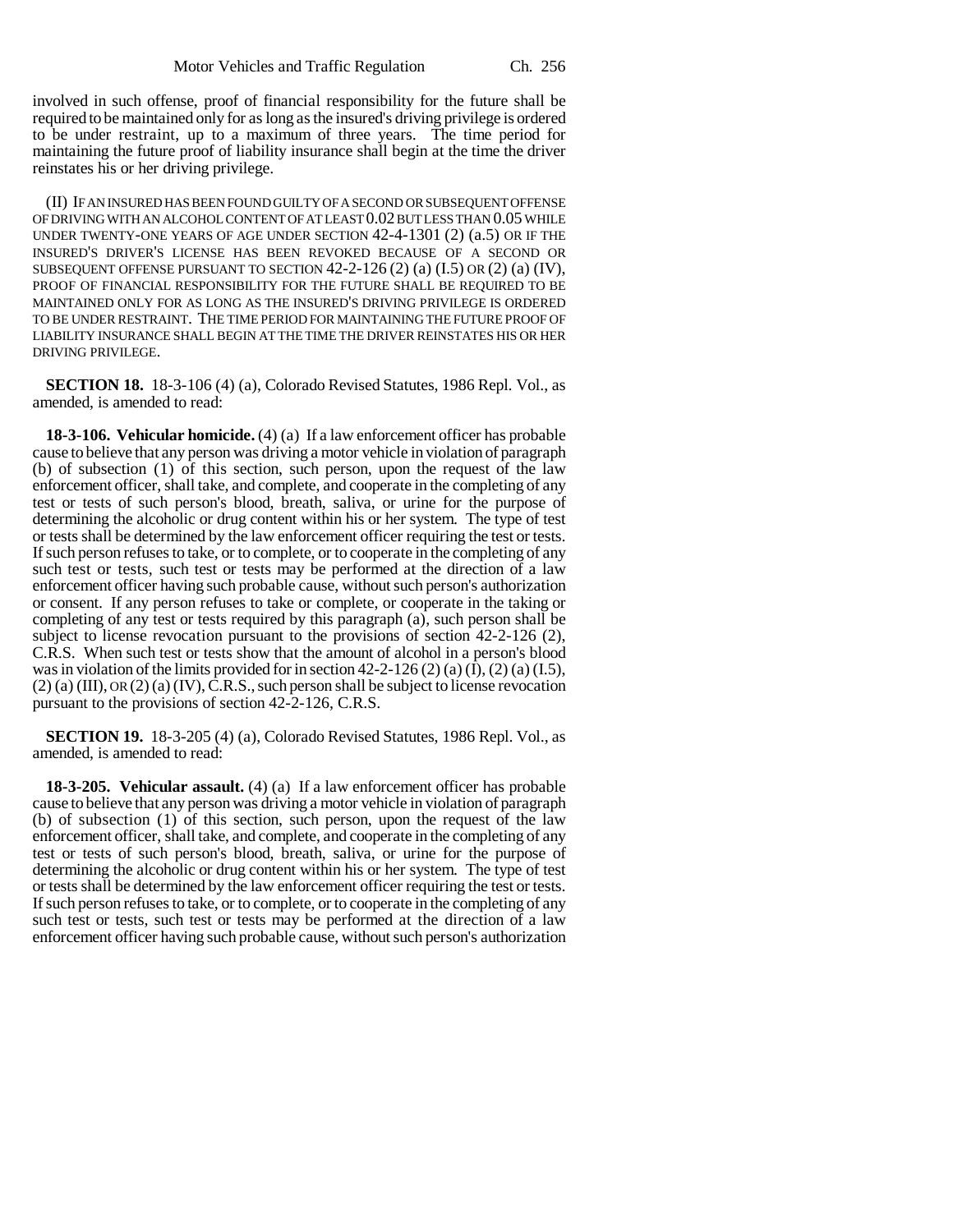involved in such offense, proof of financial responsibility for the future shall be required to be maintained only for as long as the insured's driving privilege is ordered to be under restraint, up to a maximum of three years. The time period for maintaining the future proof of liability insurance shall begin at the time the driver reinstates his or her driving privilege.

(II) IF AN INSURED HAS BEEN FOUND GUILTY OF A SECOND OR SUBSEQUENT OFFENSE OF DRIVING WITH AN ALCOHOL CONTENT OF AT LEAST 0.02 BUT LESS THAN 0.05 WHILE UNDER TWENTY-ONE YEARS OF AGE UNDER SECTION 42-4-1301 (2) (a.5) OR IF THE INSURED'S DRIVER'S LICENSE HAS BEEN REVOKED BECAUSE OF A SECOND OR SUBSEQUENT OFFENSE PURSUANT TO SECTION 42-2-126 (2) (a) (I.5) OR (2) (a) (IV), PROOF OF FINANCIAL RESPONSIBILITY FOR THE FUTURE SHALL BE REQUIRED TO BE MAINTAINED ONLY FOR AS LONG AS THE INSURED'S DRIVING PRIVILEGE IS ORDERED TO BE UNDER RESTRAINT. THE TIME PERIOD FOR MAINTAINING THE FUTURE PROOF OF LIABILITY INSURANCE SHALL BEGIN AT THE TIME THE DRIVER REINSTATES HIS OR HER DRIVING PRIVILEGE.

**SECTION 18.** 18-3-106 (4) (a), Colorado Revised Statutes, 1986 Repl. Vol., as amended, is amended to read:

**18-3-106. Vehicular homicide.** (4) (a) If a law enforcement officer has probable cause to believe that any person was driving a motor vehicle in violation of paragraph (b) of subsection (1) of this section, such person, upon the request of the law enforcement officer, shall take, and complete, and cooperate in the completing of any test or tests of such person's blood, breath, saliva, or urine for the purpose of determining the alcoholic or drug content within his or her system. The type of test or tests shall be determined by the law enforcement officer requiring the test or tests. If such person refuses to take, or to complete, or to cooperate in the completing of any such test or tests, such test or tests may be performed at the direction of a law enforcement officer having such probable cause, without such person's authorization or consent. If any person refuses to take or complete, or cooperate in the taking or completing of any test or tests required by this paragraph (a), such person shall be subject to license revocation pursuant to the provisions of section 42-2-126 (2), C.R.S. When such test or tests show that the amount of alcohol in a person's blood was in violation of the limits provided for in section 42-2-126 (2) (a) (I), (2) (a) (I.5), (2) (a) (III), OR (2) (a) (IV), C.R.S., such person shall be subject to license revocation pursuant to the provisions of section 42-2-126, C.R.S.

**SECTION 19.** 18-3-205 (4) (a), Colorado Revised Statutes, 1986 Repl. Vol., as amended, is amended to read:

**18-3-205. Vehicular assault.** (4) (a) If a law enforcement officer has probable cause to believe that any person was driving a motor vehicle in violation of paragraph (b) of subsection (1) of this section, such person, upon the request of the law enforcement officer, shall take, and complete, and cooperate in the completing of any test or tests of such person's blood, breath, saliva, or urine for the purpose of determining the alcoholic or drug content within his or her system. The type of test or tests shall be determined by the law enforcement officer requiring the test or tests. If such person refuses to take, or to complete, or to cooperate in the completing of any such test or tests, such test or tests may be performed at the direction of a law enforcement officer having such probable cause, without such person's authorization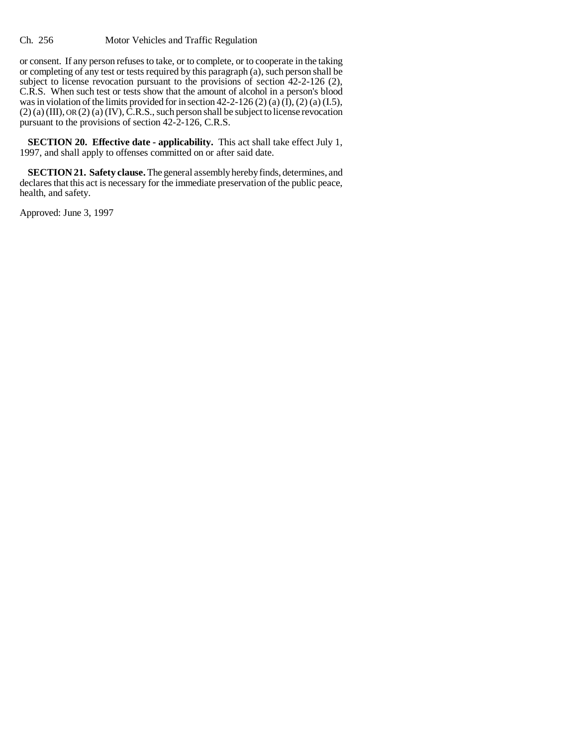or consent. If any person refuses to take, or to complete, or to cooperate in the taking or completing of any test or tests required by this paragraph (a), such person shall be subject to license revocation pursuant to the provisions of section 42-2-126 (2), C.R.S. When such test or tests show that the amount of alcohol in a person's blood was in violation of the limits provided for in section 42-2-126 (2) (a) (I), (2) (a) (I.5), (2) (a) (III), OR (2) (a) (IV), C.R.S., such person shall be subject to license revocation pursuant to the provisions of section 42-2-126, C.R.S.

**SECTION 20. Effective date - applicability.** This act shall take effect July 1, 1997, and shall apply to offenses committed on or after said date.

**SECTION 21. Safety clause.** The general assembly hereby finds, determines, and declares that this act is necessary for the immediate preservation of the public peace, health, and safety.

Approved: June 3, 1997